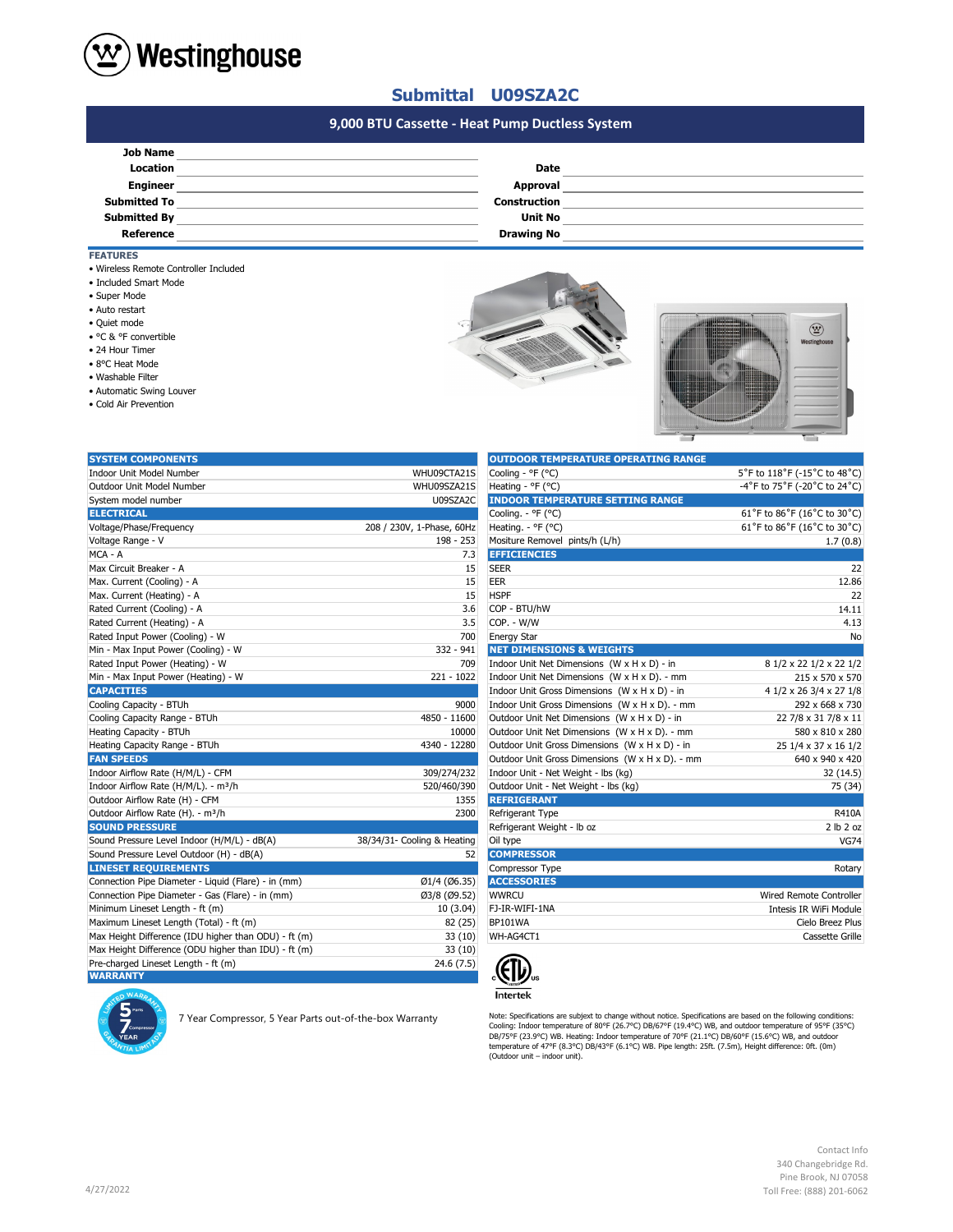# Westinghouse

## Submittal U09SZA2C

### 9,000 BTU Cassette - Heat Pump Ductless System

| | | | |
|---|---|---|---|
| **Job Name** | | | |
| **Location** | | **Date** | |
| **Engineer** | | **Approval** | |
| **Submitted To** | | **Construction** | |
| **Submitted By** | | **Unit No** | |
| **Reference** | | **Drawing No** | |

**FEATURES**

- Wireless Remote Controller Included
- Included Smart Mode
- Super Mode
- Auto restart
- Quiet mode
- °C & °F convertible
- 24 Hour Timer
- 8°C Heat Mode
- Washable Filter
- Automatic Swing Louver
- Cold Air Prevention

| **SYSTEM COMPONENTS** | |
|---|---|
| Indoor Unit Model Number | WHU09CTA21S |
| Outdoor Unit Model Number | WHU09SZA21S |
| System model number | U09SZA2C |
| **ELECTRICAL** | |
| Voltage/Phase/Frequency | 208 / 230V, 1-Phase, 60Hz |
| Voltage Range - V | 198 - 253 |
| MCA - A | 7.3 |
| Max Circuit Breaker - A | 15 |
| Max. Current (Cooling) - A | 15 |
| Max. Current (Heating) - A | 15 |
| Rated Current (Cooling) - A | 3.6 |
| Rated Current (Heating) - A | 3.5 |
| Rated Input Power (Cooling) - W | 700 |
| Min - Max Input Power (Cooling) - W | 332 - 941 |
| Rated Input Power (Heating) - W | 709 |
| Min - Max Input Power (Heating) - W | 221 - 1022 |
| **CAPACITIES** | |
| Cooling Capacity - BTUh | 9000 |
| Cooling Capacity Range - BTUh | 4850 - 11600 |
| Heating Capacity - BTUh | 10000 |
| Heating Capacity Range - BTUh | 4340 - 12280 |
| **FAN SPEEDS** | |
| Indoor Airflow Rate (H/M/L) - CFM | 309/274/232 |
| Indoor Airflow Rate (H/M/L). - m³/h | 520/460/390 |
| Outdoor Airflow Rate (H) - CFM | 1355 |
| Outdoor Airflow Rate (H). - m³/h | 2300 |
| **SOUND PRESSURE** | |
| Sound Pressure Level Indoor (H/M/L) - dB(A) | 38/34/31- Cooling & Heating |
| Sound Pressure Level Outdoor (H) - dB(A) | 52 |
| **LINESET REQUIREMENTS** | |
| Connection Pipe Diameter - Liquid (Flare) - in (mm) | Ø1/4 (Ø6.35) |
| Connection Pipe Diameter - Gas (Flare) - in (mm) | Ø3/8 (Ø9.52) |
| Minimum Lineset Length - ft (m) | 10 (3.04) |
| Maximum Lineset Length (Total) - ft (m) | 82 (25) |
| Max Height Difference (IDU higher than ODU) - ft (m) | 33 (10) |
| Max Height Difference (ODU higher than IDU) - ft (m) | 33 (10) |
| Pre-charged Lineset Length - ft (m) | 24.6 (7.5) |
| **WARRANTY** | |

7 Year Compressor, 5 Year Parts out-of-the-box Warranty

| **OUTDOOR TEMPERATURE OPERATING RANGE** | |
|---|---|
| Cooling - °F (°C) | 5°F to 118°F (-15°C to 48°C) |
| Heating - °F (°C) | -4°F to 75°F (-20°C to 24°C) |
| **INDOOR TEMPERATURE SETTING RANGE** | |
| Cooling. - °F (°C) | 61°F to 86°F (16°C to 30°C) |
| Heating. - °F (°C) | 61°F to 86°F (16°C to 30°C) |
| Mositure Removel pints/h (L/h) | 1.7 (0.8) |
| **EFFICIENCIES** | |
| SEER | 22 |
| EER | 12.86 |
| HSPF | 22 |
| COP - BTU/hW | 14.11 |
| COP. - W/W | 4.13 |
| Energy Star | No |
| **NET DIMENSIONS & WEIGHTS** | |
| Indoor Unit Net Dimensions (W x H x D) - in | 8 1/2 x 22 1/2 x 22 1/2 |
| Indoor Unit Net Dimensions (W x H x D). - mm | 215 x 570 x 570 |
| Indoor Unit Gross Dimensions (W x H x D) - in | 4 1/2 x 26 3/4 x 27 1/8 |
| Indoor Unit Gross Dimensions (W x H x D). - mm | 292 x 668 x 730 |
| Outdoor Unit Net Dimensions (W x H x D) - in | 22 7/8 x 31 7/8 x 11 |
| Outdoor Unit Net Dimensions (W x H x D). - mm | 580 x 810 x 280 |
| Outdoor Unit Gross Dimensions (W x H x D) - in | 25 1/4 x 37 x 16 1/2 |
| Outdoor Unit Gross Dimensions (W x H x D). - mm | 640 x 940 x 420 |
| Indoor Unit - Net Weight - lbs (kg) | 32 (14.5) |
| Outdoor Unit - Net Weight - lbs (kg) | 75 (34) |
| **REFRIGERANT** | |
| Refrigerant Type | R410A |
| Refrigerant Weight - lb oz | 2 lb 2 oz |
| Oil type | VG74 |
| **COMPRESSOR** | |
| Compressor Type | Rotary |
| **ACCESSORIES** | |
| WWRCU | Wired Remote Controller |
| FJ-IR-WIFI-1NA | Intesis IR WiFi Module |
| BP101WA | Cielo Breez Plus |
| WH-AG4CT1 | Cassette Grille |

Intertek

Note: Specifications are subject to change without notice. Specifications are based on the following conditions: Cooling: Indoor temperature of 80°F (26.7°C) DB/67°F (19.4°C) WB, and outdoor temperature of 95°F (35°C) DB/75°F (23.9°C) WB. Heating: Indoor temperature of 70°F (21.1°C) DB/60°F (15.6°C) WB, and outdoor temperature of 47°F (8.3°C) DB/43°F (6.1°C) WB. Pipe length: 25ft. (7.5m), Height difference: 0ft. (0m) (Outdoor unit – indoor unit).

4/27/2022

Contact Info
340 Changebridge Rd.
Pine Brook, NJ 07058
Toll Free: (888) 201-6062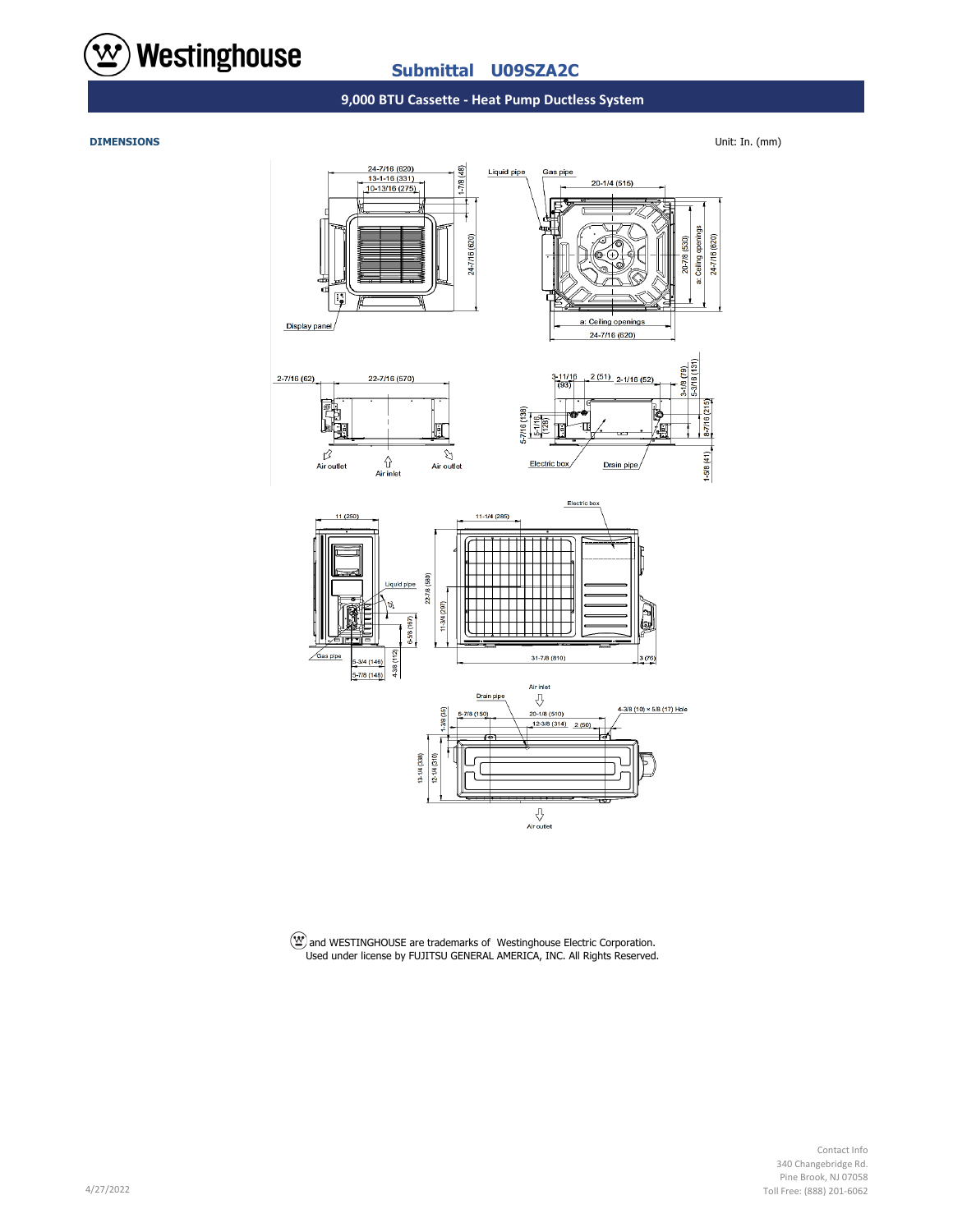# Submittal U09SZA2C

## 9,000 BTU Cassette - Heat Pump Ductless System

**DIMENSIONS**

Unit: In. (mm)

24-7/16 (620)
13-1-16 (331)
10-13/16 (275)
1-7/8 (48)
24-7/16 (620)
Display panel
Liquid pipe
Gas pipe
20-1/4 (515)
20-7/8 (530)
a: Ceiling openings
24-7/16 (620)
a: Ceiling openings
24-7/16 (620)

2-7/16 (62)
22-7/16 (570)
Air outlet
Air inlet
Air outlet

3-11/16 (93)
2 (51)
2-1/16 (52)
3-1/8 (79)
5-3/16 (131)
5-7/16 (138)
5-1/16 (128)
8-7/16 (215)
1-5/8 (41)
Electric box
Drain pipe

Electric box
11 (280)
11-1/4 (285)
Liquid pipe
22-7/8 (580)
11-3/4 (297)
6-5/8 (167)
Gas pipe
5-3/4 (146)
5-7/8 (148)
4-3/8 (112)
31-7/8 (810)
3 (76)

Air inlet
Drain pipe
5-7/8 (150)
20-1/8 (510)
12-3/8 (314)
2 (50)
4-3/8 (10) × 5/8 (17) Hole
1-3/8 (35)
13-1/4 (338)
12-1/4 (310)
Air outlet

and WESTINGHOUSE are trademarks of Westinghouse Electric Corporation.
Used under license by FUJITSU GENERAL AMERICA, INC. All Rights Reserved.

4/27/2022

Contact Info
340 Changebridge Rd.
Pine Brook, NJ 07058
Toll Free: (888) 201-6062